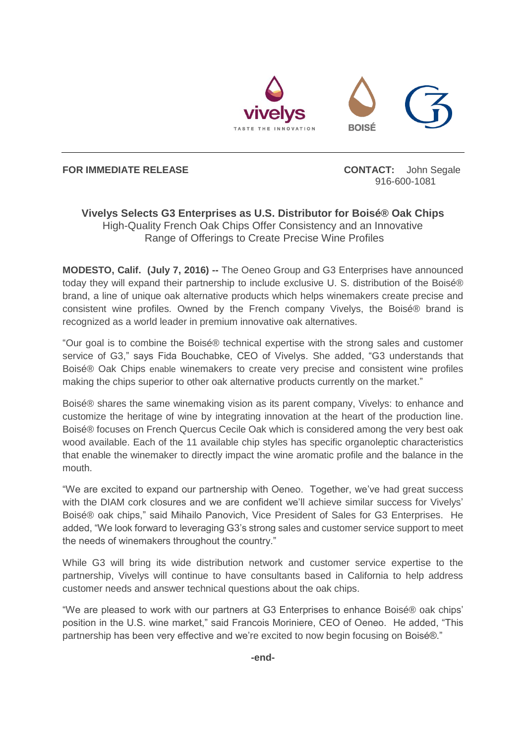vivelys
TASTE THE INNOVATION

BOISÉ

**FOR IMMEDIATE RELEASE**

**CONTACT:** John Segale
916-600-1081

## Vivelys Selects G3 Enterprises as U.S. Distributor for Boisé® Oak Chips

High-Quality French Oak Chips Offer Consistency and an Innovative Range of Offerings to Create Precise Wine Profiles

**MODESTO, Calif. (July 7, 2016) --** The Oeneo Group and G3 Enterprises have announced today they will expand their partnership to include exclusive U. S. distribution of the Boisé® brand, a line of unique oak alternative products which helps winemakers create precise and consistent wine profiles. Owned by the French company Vivelys, the Boisé® brand is recognized as a world leader in premium innovative oak alternatives.

"Our goal is to combine the Boisé® technical expertise with the strong sales and customer service of G3," says Fida Bouchabke, CEO of Vivelys. She added, "G3 understands that Boisé® Oak Chips enable winemakers to create very precise and consistent wine profiles making the chips superior to other oak alternative products currently on the market."

Boisé® shares the same winemaking vision as its parent company, Vivelys: to enhance and customize the heritage of wine by integrating innovation at the heart of the production line. Boisé® focuses on French Quercus Cecile Oak which is considered among the very best oak wood available. Each of the 11 available chip styles has specific organoleptic characteristics that enable the winemaker to directly impact the wine aromatic profile and the balance in the mouth.

"We are excited to expand our partnership with Oeneo. Together, we've had great success with the DIAM cork closures and we are confident we'll achieve similar success for Vivelys' Boisé® oak chips," said Mihailo Panovich, Vice President of Sales for G3 Enterprises. He added, "We look forward to leveraging G3's strong sales and customer service support to meet the needs of winemakers throughout the country."

While G3 will bring its wide distribution network and customer service expertise to the partnership, Vivelys will continue to have consultants based in California to help address customer needs and answer technical questions about the oak chips.

"We are pleased to work with our partners at G3 Enterprises to enhance Boisé® oak chips' position in the U.S. wine market," said Francois Moriniere, CEO of Oeneo. He added, "This partnership has been very effective and we're excited to now begin focusing on Boisé®."

**-end-**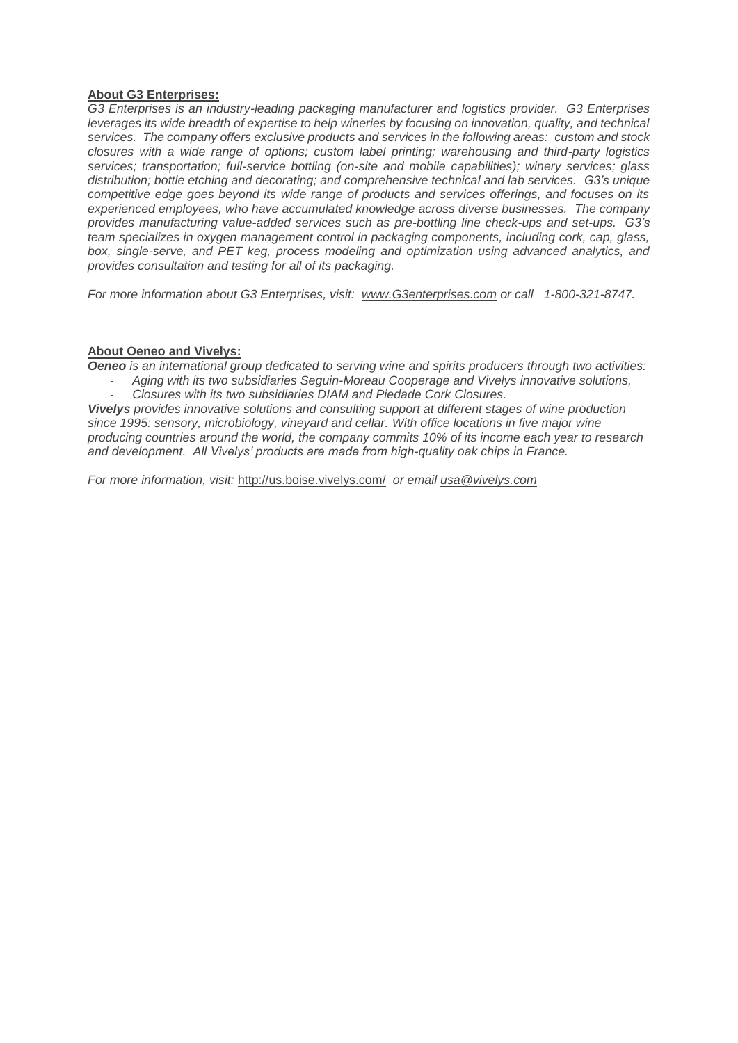**About G3 Enterprises:**

*G3 Enterprises is an industry-leading packaging manufacturer and logistics provider. G3 Enterprises leverages its wide breadth of expertise to help wineries by focusing on innovation, quality, and technical services. The company offers exclusive products and services in the following areas: custom and stock closures with a wide range of options; custom label printing; warehousing and third-party logistics services; transportation; full-service bottling (on-site and mobile capabilities); winery services; glass distribution; bottle etching and decorating; and comprehensive technical and lab services. G3's unique competitive edge goes beyond its wide range of products and services offerings, and focuses on its experienced employees, who have accumulated knowledge across diverse businesses. The company provides manufacturing value-added services such as pre-bottling line check-ups and set-ups. G3's team specializes in oxygen management control in packaging components, including cork, cap, glass, box, single-serve, and PET keg, process modeling and optimization using advanced analytics, and provides consultation and testing for all of its packaging.*

*For more information about G3 Enterprises, visit: www.G3enterprises.com or call 1-800-321-8747.*

**About Oeneo and Vivelys:**

***Oeneo*** *is an international group dedicated to serving wine and spirits producers through two activities:*

- *Aging with its two subsidiaries Seguin-Moreau Cooperage and Vivelys innovative solutions,*
- *Closures with its two subsidiaries DIAM and Piedade Cork Closures.*

***Vivelys*** *provides innovative solutions and consulting support at different stages of wine production since 1995: sensory, microbiology, vineyard and cellar. With office locations in five major wine producing countries around the world, the company commits 10% of its income each year to research and development. All Vivelys' products are made from high-quality oak chips in France.*

*For more information, visit:* http://us.boise.vivelys.com/ *or email usa@vivelys.com*